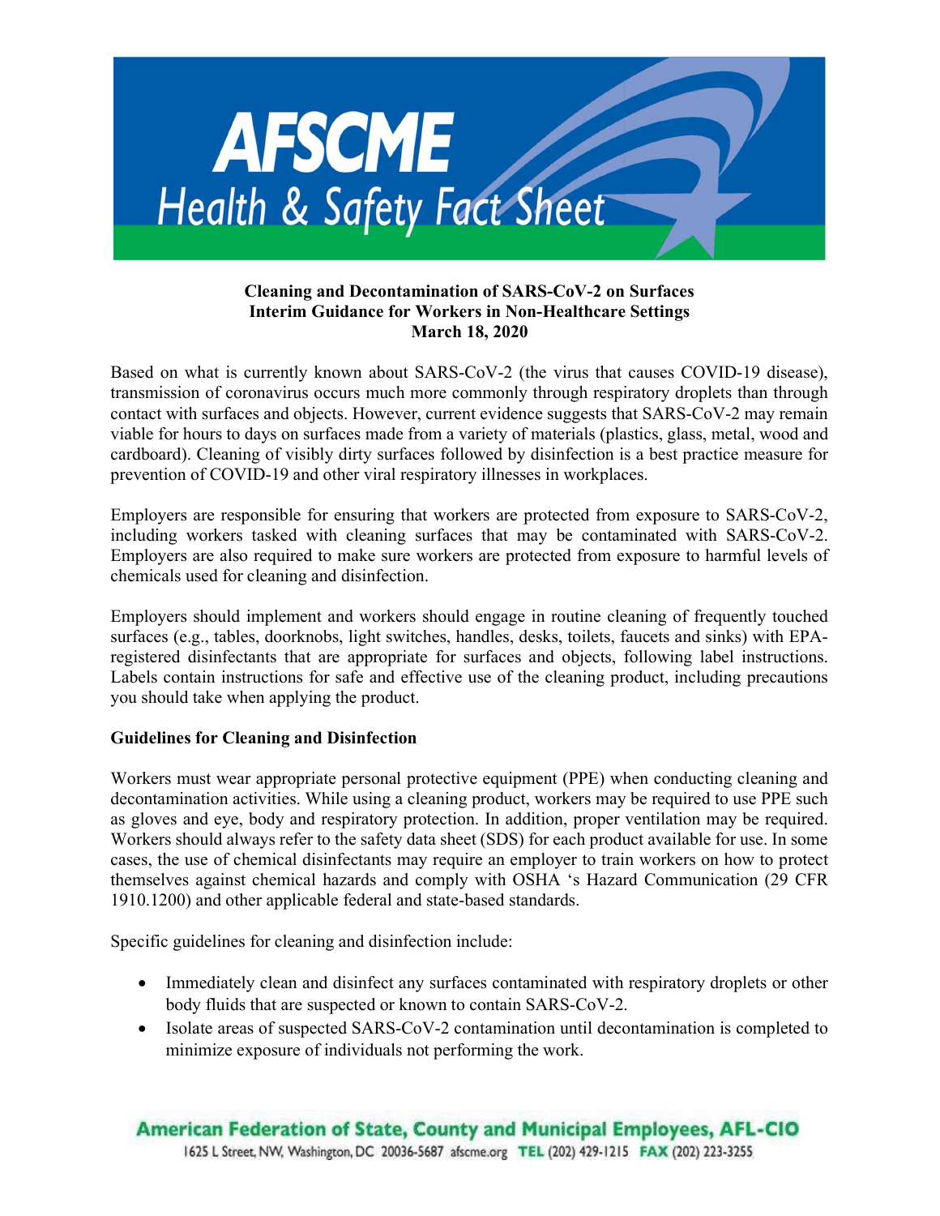# AFSCME Health & Safety Fact Sheet

**Cleaning and Decontamination of SARS-CoV-2 on Surfaces**
**Interim Guidance for Workers in Non-Healthcare Settings**
**March 18, 2020**

Based on what is currently known about SARS-CoV-2 (the virus that causes COVID-19 disease), transmission of coronavirus occurs much more commonly through respiratory droplets than through contact with surfaces and objects. However, current evidence suggests that SARS-CoV-2 may remain viable for hours to days on surfaces made from a variety of materials (plastics, glass, metal, wood and cardboard). Cleaning of visibly dirty surfaces followed by disinfection is a best practice measure for prevention of COVID-19 and other viral respiratory illnesses in workplaces.

Employers are responsible for ensuring that workers are protected from exposure to SARS-CoV-2, including workers tasked with cleaning surfaces that may be contaminated with SARS-CoV-2. Employers are also required to make sure workers are protected from exposure to harmful levels of chemicals used for cleaning and disinfection.

Employers should implement and workers should engage in routine cleaning of frequently touched surfaces (e.g., tables, doorknobs, light switches, handles, desks, toilets, faucets and sinks) with EPA-registered disinfectants that are appropriate for surfaces and objects, following label instructions. Labels contain instructions for safe and effective use of the cleaning product, including precautions you should take when applying the product.

**Guidelines for Cleaning and Disinfection**

Workers must wear appropriate personal protective equipment (PPE) when conducting cleaning and decontamination activities. While using a cleaning product, workers may be required to use PPE such as gloves and eye, body and respiratory protection. In addition, proper ventilation may be required. Workers should always refer to the safety data sheet (SDS) for each product available for use. In some cases, the use of chemical disinfectants may require an employer to train workers on how to protect themselves against chemical hazards and comply with OSHA 's Hazard Communication (29 CFR 1910.1200) and other applicable federal and state-based standards.

Specific guidelines for cleaning and disinfection include:

- Immediately clean and disinfect any surfaces contaminated with respiratory droplets or other body fluids that are suspected or known to contain SARS-CoV-2.
- Isolate areas of suspected SARS-CoV-2 contamination until decontamination is completed to minimize exposure of individuals not performing the work.

American Federation of State, County and Municipal Employees, AFL-CIO
1625 L Street, NW, Washington, DC 20036-5687 afscme.org TEL (202) 429-1215 FAX (202) 223-3255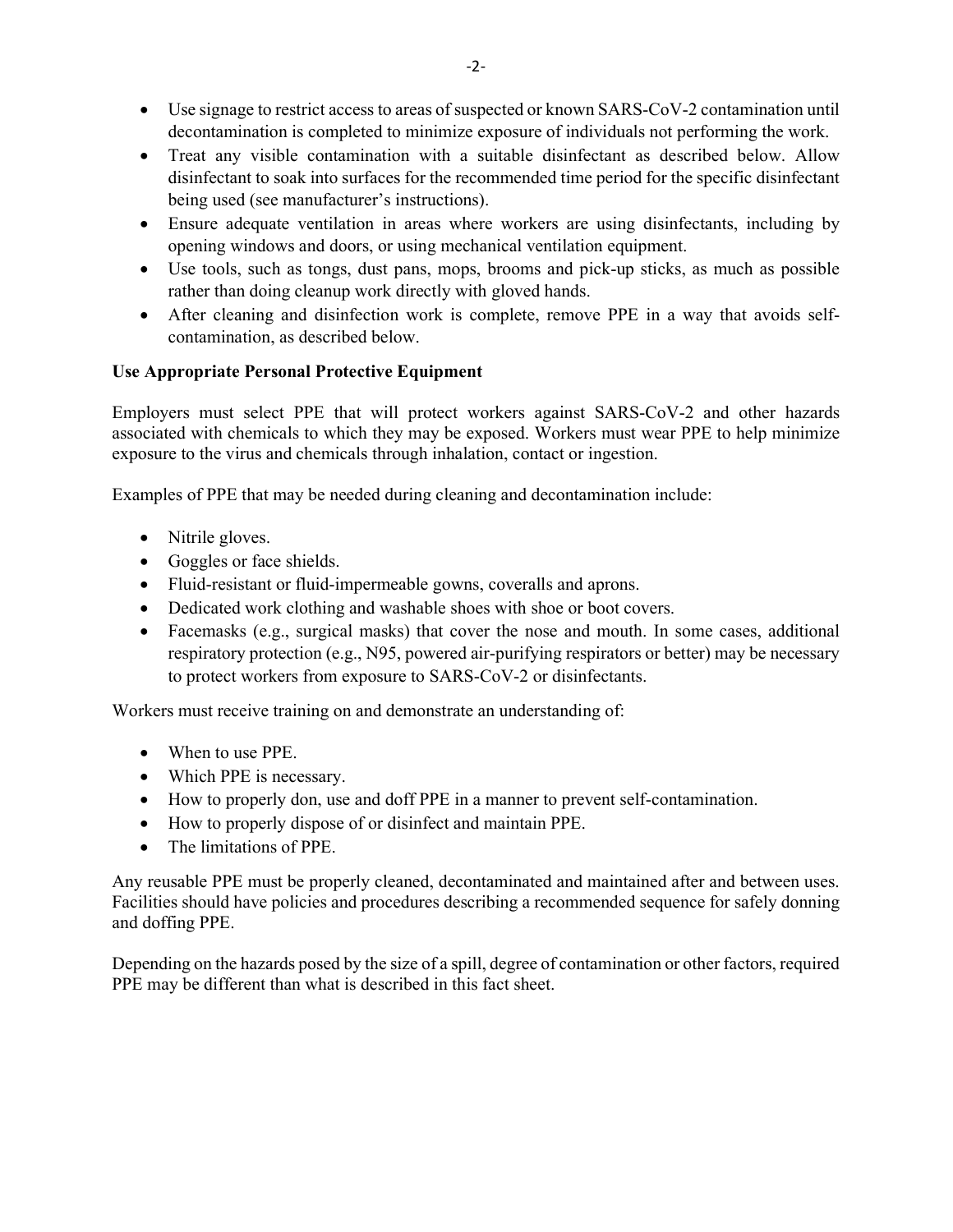- Use signage to restrict access to areas of suspected or known SARS-CoV-2 contamination until decontamination is completed to minimize exposure of individuals not performing the work.
- Treat any visible contamination with a suitable disinfectant as described below. Allow disinfectant to soak into surfaces for the recommended time period for the specific disinfectant being used (see manufacturer's instructions).
- Ensure adequate ventilation in areas where workers are using disinfectants, including by opening windows and doors, or using mechanical ventilation equipment.
- Use tools, such as tongs, dust pans, mops, brooms and pick-up sticks, as much as possible rather than doing cleanup work directly with gloved hands.
- After cleaning and disinfection work is complete, remove PPE in a way that avoids self-contamination, as described below.

**Use Appropriate Personal Protective Equipment**

Employers must select PPE that will protect workers against SARS-CoV-2 and other hazards associated with chemicals to which they may be exposed. Workers must wear PPE to help minimize exposure to the virus and chemicals through inhalation, contact or ingestion.

Examples of PPE that may be needed during cleaning and decontamination include:

- Nitrile gloves.
- Goggles or face shields.
- Fluid-resistant or fluid-impermeable gowns, coveralls and aprons.
- Dedicated work clothing and washable shoes with shoe or boot covers.
- Facemasks (e.g., surgical masks) that cover the nose and mouth. In some cases, additional respiratory protection (e.g., N95, powered air-purifying respirators or better) may be necessary to protect workers from exposure to SARS-CoV-2 or disinfectants.

Workers must receive training on and demonstrate an understanding of:

- When to use PPE.
- Which PPE is necessary.
- How to properly don, use and doff PPE in a manner to prevent self-contamination.
- How to properly dispose of or disinfect and maintain PPE.
- The limitations of PPE.

Any reusable PPE must be properly cleaned, decontaminated and maintained after and between uses. Facilities should have policies and procedures describing a recommended sequence for safely donning and doffing PPE.

Depending on the hazards posed by the size of a spill, degree of contamination or other factors, required PPE may be different than what is described in this fact sheet.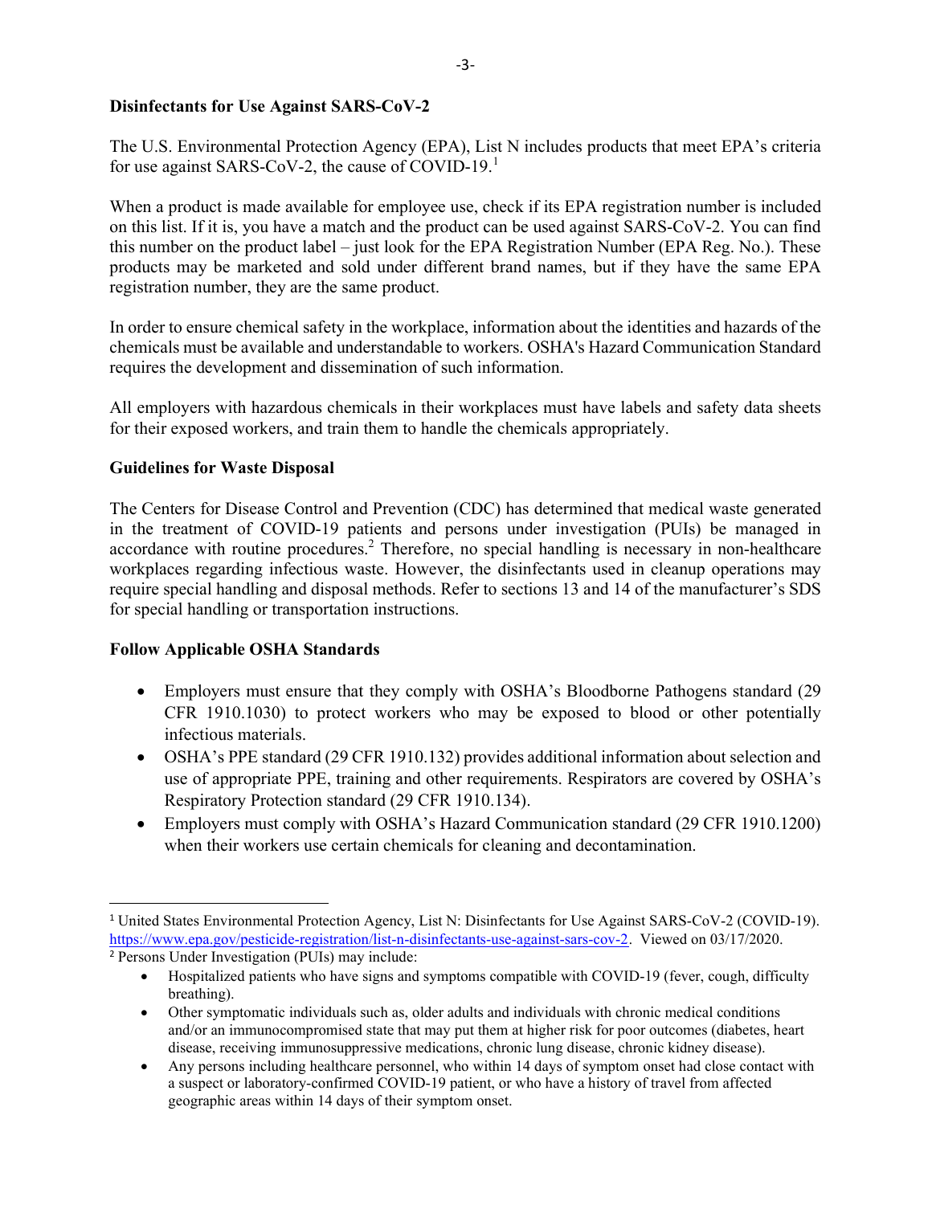**Disinfectants for Use Against SARS-CoV-2**

The U.S. Environmental Protection Agency (EPA), List N includes products that meet EPA's criteria for use against SARS-CoV-2, the cause of COVID-19.[1]

When a product is made available for employee use, check if its EPA registration number is included on this list. If it is, you have a match and the product can be used against SARS-CoV-2. You can find this number on the product label – just look for the EPA Registration Number (EPA Reg. No.). These products may be marketed and sold under different brand names, but if they have the same EPA registration number, they are the same product.

In order to ensure chemical safety in the workplace, information about the identities and hazards of the chemicals must be available and understandable to workers. OSHA's Hazard Communication Standard requires the development and dissemination of such information.

All employers with hazardous chemicals in their workplaces must have labels and safety data sheets for their exposed workers, and train them to handle the chemicals appropriately.

**Guidelines for Waste Disposal**

The Centers for Disease Control and Prevention (CDC) has determined that medical waste generated in the treatment of COVID-19 patients and persons under investigation (PUIs) be managed in accordance with routine procedures.[2] Therefore, no special handling is necessary in non-healthcare workplaces regarding infectious waste. However, the disinfectants used in cleanup operations may require special handling and disposal methods. Refer to sections 13 and 14 of the manufacturer's SDS for special handling or transportation instructions.

**Follow Applicable OSHA Standards**

- Employers must ensure that they comply with OSHA's Bloodborne Pathogens standard (29 CFR 1910.1030) to protect workers who may be exposed to blood or other potentially infectious materials.
- OSHA's PPE standard (29 CFR 1910.132) provides additional information about selection and use of appropriate PPE, training and other requirements. Respirators are covered by OSHA's Respiratory Protection standard (29 CFR 1910.134).
- Employers must comply with OSHA's Hazard Communication standard (29 CFR 1910.1200) when their workers use certain chemicals for cleaning and decontamination.

---

[1] United States Environmental Protection Agency, List N: Disinfectants for Use Against SARS-CoV-2 (COVID-19). https://www.epa.gov/pesticide-registration/list-n-disinfectants-use-against-sars-cov-2. Viewed on 03/17/2020.

[2] Persons Under Investigation (PUIs) may include:

- Hospitalized patients who have signs and symptoms compatible with COVID-19 (fever, cough, difficulty breathing).
- Other symptomatic individuals such as, older adults and individuals with chronic medical conditions and/or an immunocompromised state that may put them at higher risk for poor outcomes (diabetes, heart disease, receiving immunosuppressive medications, chronic lung disease, chronic kidney disease).
- Any persons including healthcare personnel, who within 14 days of symptom onset had close contact with a suspect or laboratory-confirmed COVID-19 patient, or who have a history of travel from affected geographic areas within 14 days of their symptom onset.